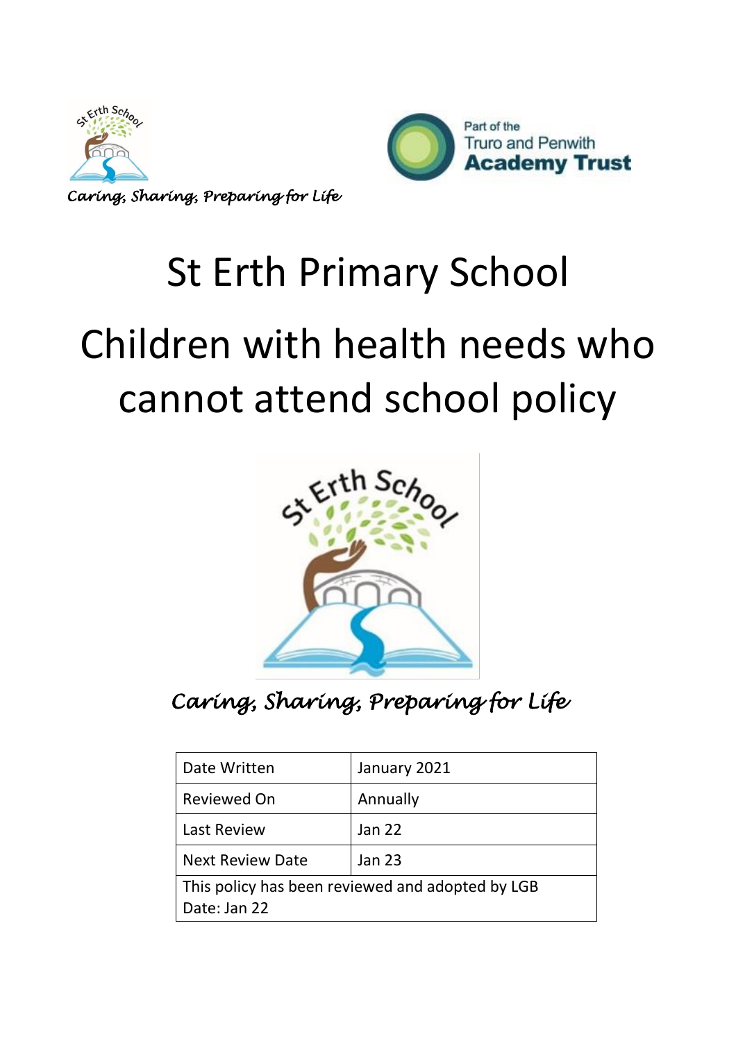*Caring, Sharing, Preparing for Life*

Part of the Truro and Penwith **Academy Trust**

# St Erth Primary School

# Children with health needs who cannot attend school policy

*Caring, Sharing, Preparing for Life*

| Date Written | January 2021 |
|---|---|
| Reviewed On | Annually |
| Last Review | Jan 22 |
| Next Review Date | Jan 23 |
| This policy has been reviewed and adopted by LGB<br>Date: Jan 22 | |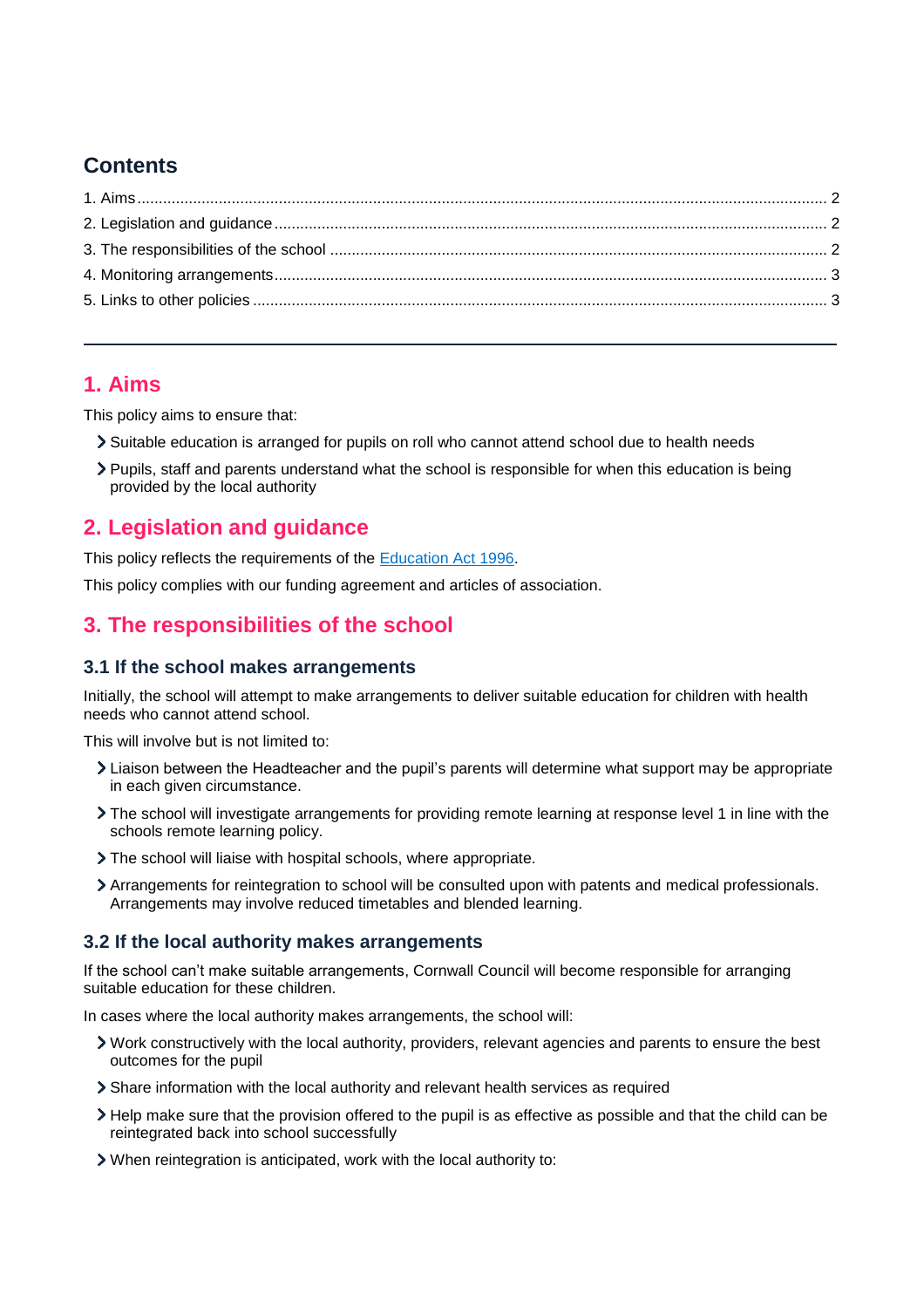## Contents

1. Aims ........ 2
2. Legislation and guidance ........ 2
3. The responsibilities of the school ........ 2
4. Monitoring arrangements ........ 3
5. Links to other policies ........ 3

---

## 1. Aims

This policy aims to ensure that:

- Suitable education is arranged for pupils on roll who cannot attend school due to health needs
- Pupils, staff and parents understand what the school is responsible for when this education is being provided by the local authority

## 2. Legislation and guidance

This policy reflects the requirements of the [Education Act 1996](Education Act 1996).

This policy complies with our funding agreement and articles of association.

## 3. The responsibilities of the school

### 3.1 If the school makes arrangements

Initially, the school will attempt to make arrangements to deliver suitable education for children with health needs who cannot attend school.

This will involve but is not limited to:

- Liaison between the Headteacher and the pupil's parents will determine what support may be appropriate in each given circumstance.
- The school will investigate arrangements for providing remote learning at response level 1 in line with the schools remote learning policy.
- The school will liaise with hospital schools, where appropriate.
- Arrangements for reintegration to school will be consulted upon with patents and medical professionals. Arrangements may involve reduced timetables and blended learning.

### 3.2 If the local authority makes arrangements

If the school can't make suitable arrangements, Cornwall Council will become responsible for arranging suitable education for these children.

In cases where the local authority makes arrangements, the school will:

- Work constructively with the local authority, providers, relevant agencies and parents to ensure the best outcomes for the pupil
- Share information with the local authority and relevant health services as required
- Help make sure that the provision offered to the pupil is as effective as possible and that the child can be reintegrated back into school successfully
- When reintegration is anticipated, work with the local authority to: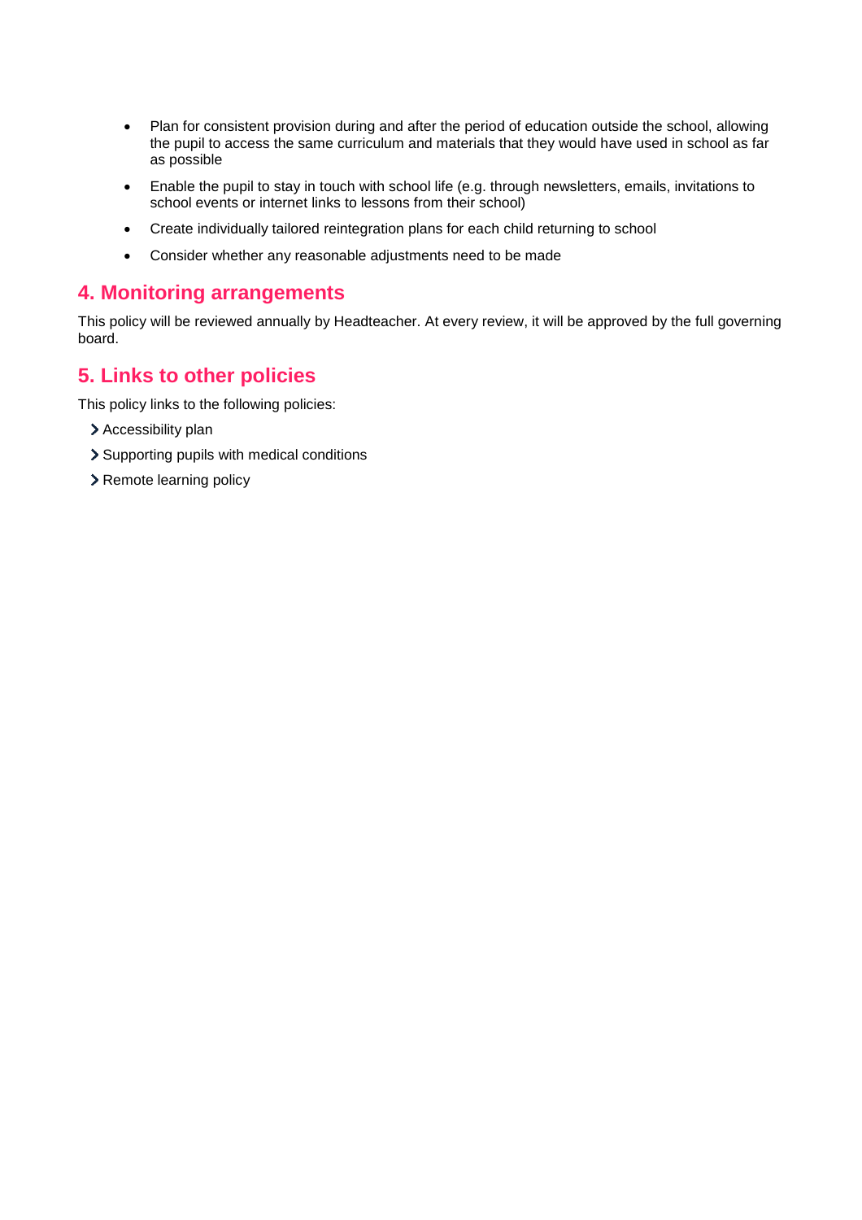- Plan for consistent provision during and after the period of education outside the school, allowing the pupil to access the same curriculum and materials that they would have used in school as far as possible
- Enable the pupil to stay in touch with school life (e.g. through newsletters, emails, invitations to school events or internet links to lessons from their school)
- Create individually tailored reintegration plans for each child returning to school
- Consider whether any reasonable adjustments need to be made

## 4. Monitoring arrangements

This policy will be reviewed annually by Headteacher. At every review, it will be approved by the full governing board.

## 5. Links to other policies

This policy links to the following policies:

- Accessibility plan
- Supporting pupils with medical conditions
- Remote learning policy